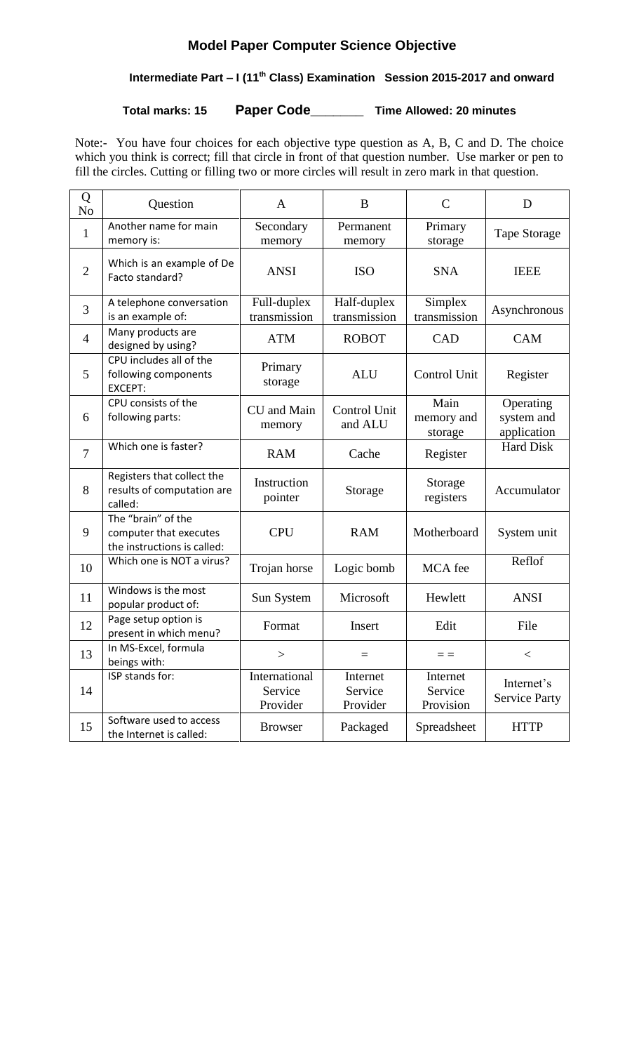# Model Paper Computer Science Objective

## Intermediate Part – I (11th Class) Examination Session 2015-2017 and onward

**Total marks: 15** **Paper Code_______** **Time Allowed: 20 minutes**

Note:- You have four choices for each objective type question as A, B, C and D. The choice which you think is correct; fill that circle in front of that question number. Use marker or pen to fill the circles. Cutting or filling two or more circles will result in zero mark in that question.

| Q No | Question | A | B | C | D |
|---|---|---|---|---|---|
| 1 | Another name for main memory is: | Secondary memory | Permanent memory | Primary storage | Tape Storage |
| 2 | Which is an example of De Facto standard? | ANSI | ISO | SNA | IEEE |
| 3 | A telephone conversation is an example of: | Full-duplex transmission | Half-duplex transmission | Simplex transmission | Asynchronous |
| 4 | Many products are designed by using? | ATM | ROBOT | CAD | CAM |
| 5 | CPU includes all of the following components EXCEPT: | Primary storage | ALU | Control Unit | Register |
| 6 | CPU consists of the following parts: | CU and Main memory | Control Unit and ALU | Main memory and storage | Operating system and application |
| 7 | Which one is faster? | RAM | Cache | Register | Hard Disk |
| 8 | Registers that collect the results of computation are called: | Instruction pointer | Storage | Storage registers | Accumulator |
| 9 | The "brain" of the computer that executes the instructions is called: | CPU | RAM | Motherboard | System unit |
| 10 | Which one is NOT a virus? | Trojan horse | Logic bomb | MCA fee | Reflof |
| 11 | Windows is the most popular product of: | Sun System | Microsoft | Hewlett | ANSI |
| 12 | Page setup option is present in which menu? | Format | Insert | Edit | File |
| 13 | In MS-Excel, formula beings with: | > | = | = = | < |
| 14 | ISP stands for: | International Service Provider | Internet Service Provider | Internet Service Provision | Internet's Service Party |
| 15 | Software used to access the Internet is called: | Browser | Packaged | Spreadsheet | HTTP |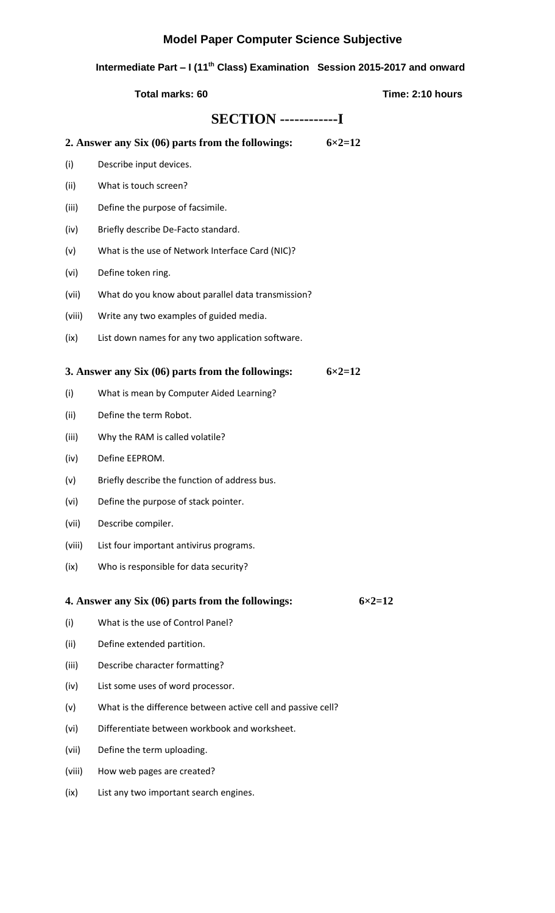# Model Paper Computer Science Subjective

## Intermediate Part – I (11th Class) Examination Session 2015-2017 and onward

**Total marks: 60** **Time: 2:10 hours**

# SECTION ------------I

**2. Answer any Six (06) parts from the followings: 6×2=12**

- (i) Describe input devices.
- (ii) What is touch screen?
- (iii) Define the purpose of facsimile.
- (iv) Briefly describe De-Facto standard.
- (v) What is the use of Network Interface Card (NIC)?
- (vi) Define token ring.
- (vii) What do you know about parallel data transmission?
- (viii) Write any two examples of guided media.
- (ix) List down names for any two application software.

**3. Answer any Six (06) parts from the followings: 6×2=12**

- (i) What is mean by Computer Aided Learning?
- (ii) Define the term Robot.
- (iii) Why the RAM is called volatile?
- (iv) Define EEPROM.
- (v) Briefly describe the function of address bus.
- (vi) Define the purpose of stack pointer.
- (vii) Describe compiler.
- (viii) List four important antivirus programs.
- (ix) Who is responsible for data security?

**4. Answer any Six (06) parts from the followings: 6×2=12**

- (i) What is the use of Control Panel?
- (ii) Define extended partition.
- (iii) Describe character formatting?
- (iv) List some uses of word processor.
- (v) What is the difference between active cell and passive cell?
- (vi) Differentiate between workbook and worksheet.
- (vii) Define the term uploading.
- (viii) How web pages are created?
- (ix) List any two important search engines.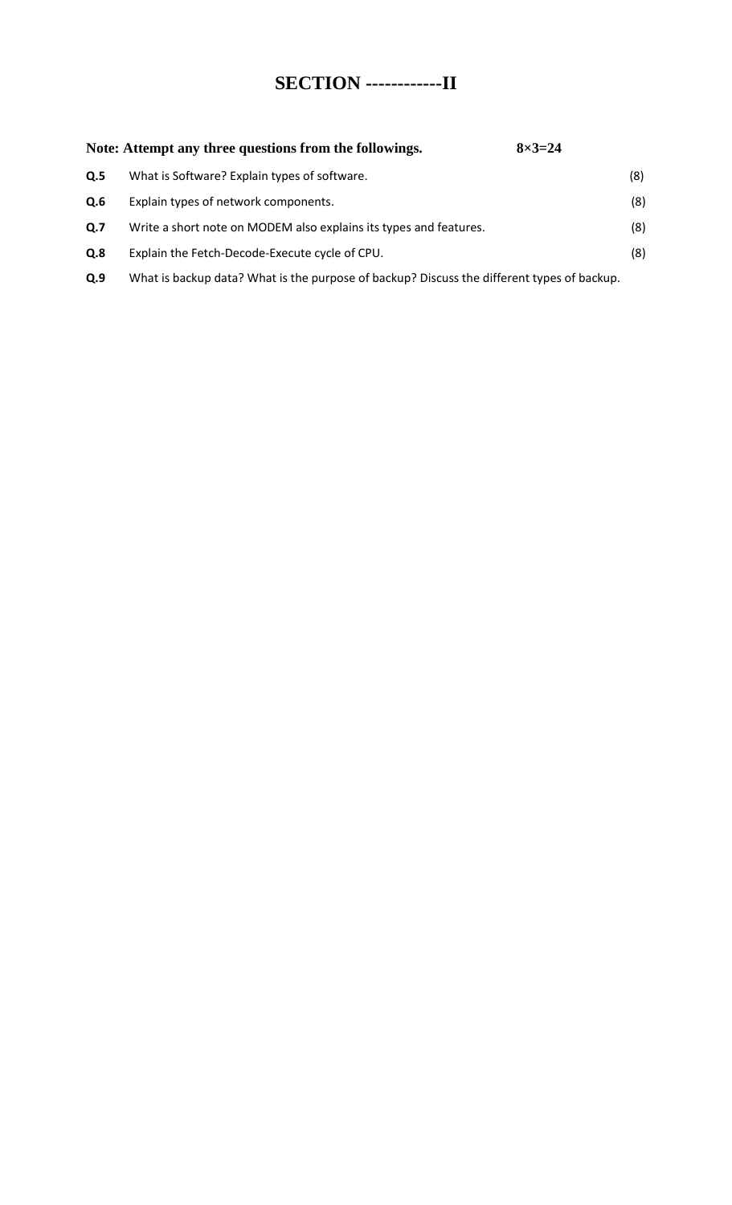# SECTION ------------II

**Note: Attempt any three questions from the followings.** **8×3=24**

**Q.5** What is Software? Explain types of software. (8)

**Q.6** Explain types of network components. (8)

**Q.7** Write a short note on MODEM also explains its types and features. (8)

**Q.8** Explain the Fetch-Decode-Execute cycle of CPU. (8)

**Q.9** What is backup data? What is the purpose of backup? Discuss the different types of backup.